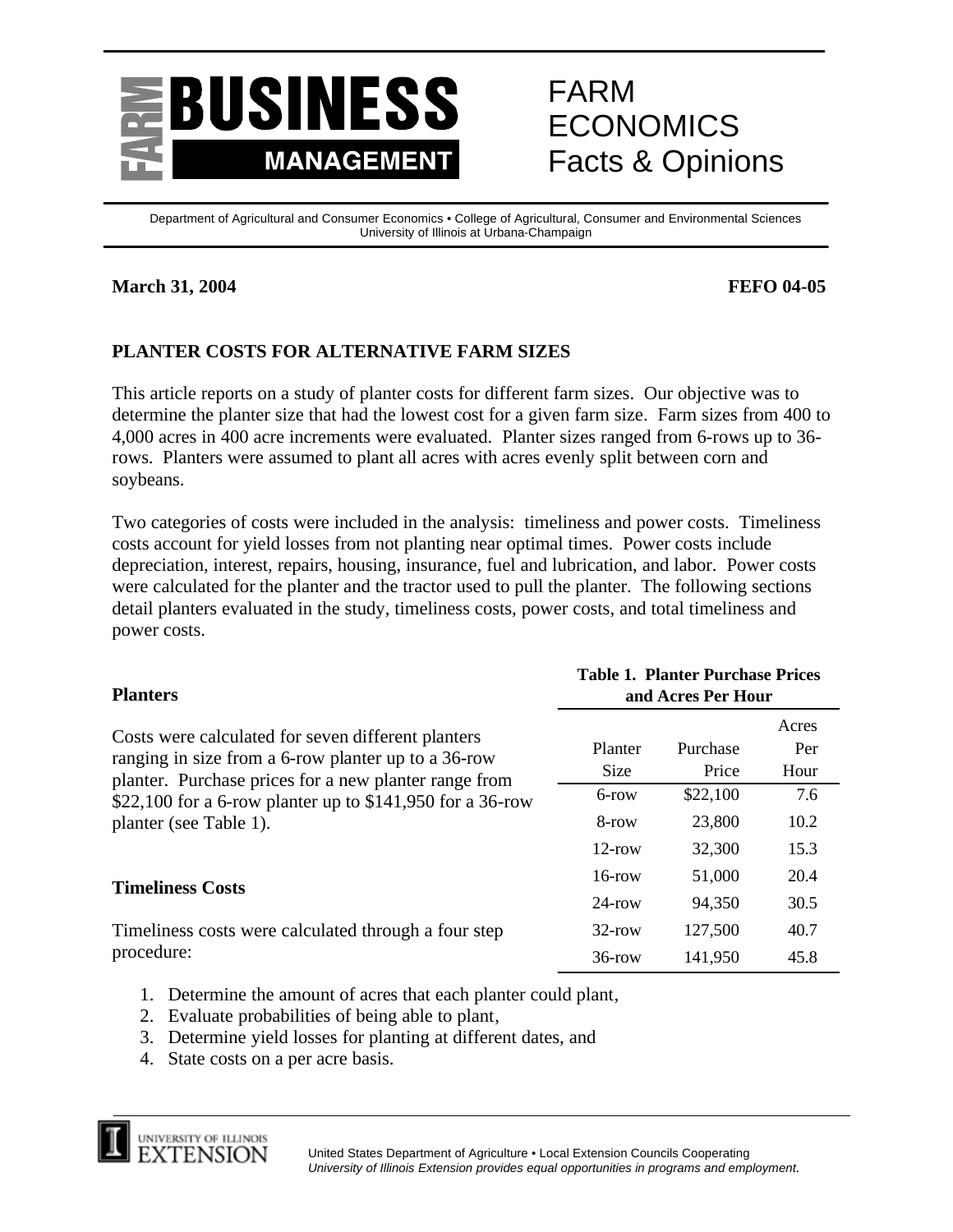# FARM BUSINESS MANAGEMENT

FARM ECONOMICS Facts & Opinions

Department of Agricultural and Consumer Economics • College of Agricultural, Consumer and Environmental Sciences
University of Illinois at Urbana-Champaign

**March 31, 2004** **FEFO 04-05**

## PLANTER COSTS FOR ALTERNATIVE FARM SIZES

This article reports on a study of planter costs for different farm sizes. Our objective was to determine the planter size that had the lowest cost for a given farm size. Farm sizes from 400 to 4,000 acres in 400 acre increments were evaluated. Planter sizes ranged from 6-rows up to 36-rows. Planters were assumed to plant all acres with acres evenly split between corn and soybeans.

Two categories of costs were included in the analysis: timeliness and power costs. Timeliness costs account for yield losses from not planting near optimal times. Power costs include depreciation, interest, repairs, housing, insurance, fuel and lubrication, and labor. Power costs were calculated for the planter and the tractor used to pull the planter. The following sections detail planters evaluated in the study, timeliness costs, power costs, and total timeliness and power costs.

### Planters

Costs were calculated for seven different planters ranging in size from a 6-row planter up to a 36-row planter. Purchase prices for a new planter range from $22,100 for a 6-row planter up to $141,950 for a 36-row planter (see Table 1).

**Table 1. Planter Purchase Prices and Acres Per Hour**

| Planter Size | Purchase Price | Acres Per Hour |
|---|---|---|
| 6-row | $22,100 | 7.6 |
| 8-row | 23,800 | 10.2 |
| 12-row | 32,300 | 15.3 |
| 16-row | 51,000 | 20.4 |
| 24-row | 94,350 | 30.5 |
| 32-row | 127,500 | 40.7 |
| 36-row | 141,950 | 45.8 |

### Timeliness Costs

Timeliness costs were calculated through a four step procedure:

1. Determine the amount of acres that each planter could plant,
2. Evaluate probabilities of being able to plant,
3. Determine yield losses for planting at different dates, and
4. State costs on a per acre basis.

UNIVERSITY OF ILLINOIS EXTENSION

United States Department of Agriculture • Local Extension Councils Cooperating
*University of Illinois Extension provides equal opportunities in programs and employment.*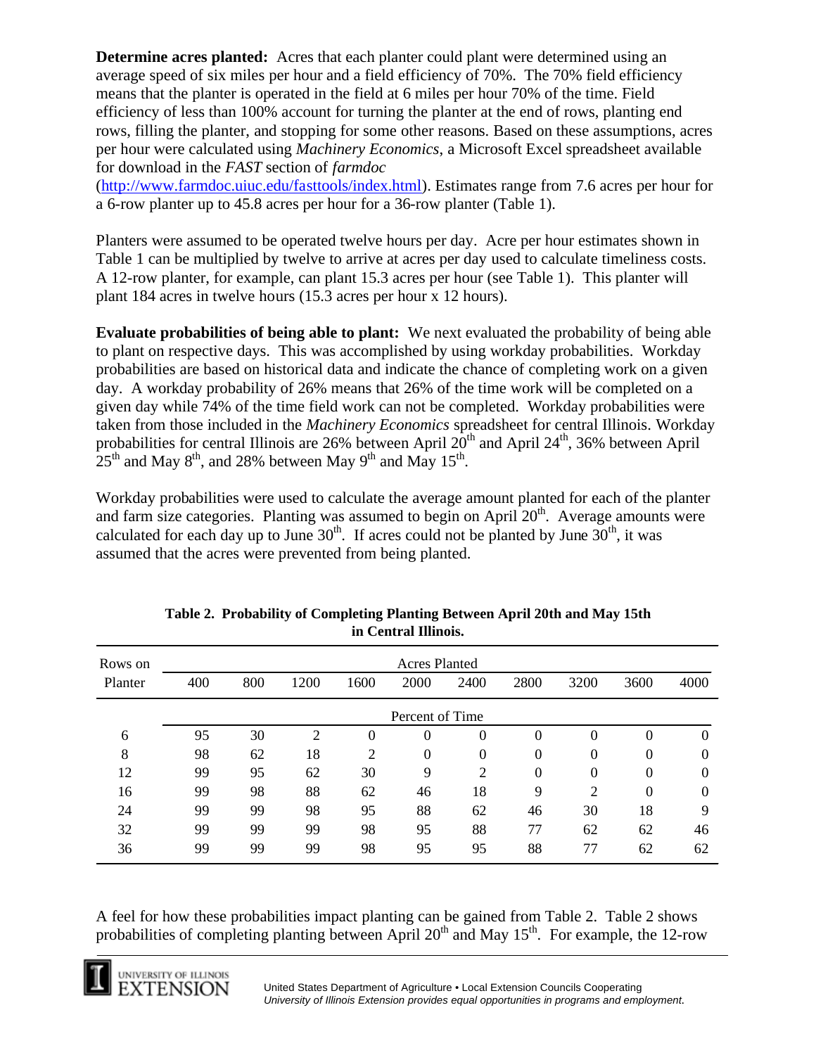**Determine acres planted:** Acres that each planter could plant were determined using an average speed of six miles per hour and a field efficiency of 70%. The 70% field efficiency means that the planter is operated in the field at 6 miles per hour 70% of the time. Field efficiency of less than 100% account for turning the planter at the end of rows, planting end rows, filling the planter, and stopping for some other reasons. Based on these assumptions, acres per hour were calculated using *Machinery Economics*, a Microsoft Excel spreadsheet available for download in the *FAST* section of *farmdoc* (http://www.farmdoc.uiuc.edu/fasttools/index.html). Estimates range from 7.6 acres per hour for a 6-row planter up to 45.8 acres per hour for a 36-row planter (Table 1).

Planters were assumed to be operated twelve hours per day. Acre per hour estimates shown in Table 1 can be multiplied by twelve to arrive at acres per day used to calculate timeliness costs. A 12-row planter, for example, can plant 15.3 acres per hour (see Table 1). This planter will plant 184 acres in twelve hours (15.3 acres per hour x 12 hours).

**Evaluate probabilities of being able to plant:** We next evaluated the probability of being able to plant on respective days. This was accomplished by using workday probabilities. Workday probabilities are based on historical data and indicate the chance of completing work on a given day. A workday probability of 26% means that 26% of the time work will be completed on a given day while 74% of the time field work can not be completed. Workday probabilities were taken from those included in the *Machinery Economics* spreadsheet for central Illinois. Workday probabilities for central Illinois are 26% between April 20th and April 24th, 36% between April 25th and May 8th, and 28% between May 9th and May 15th.

Workday probabilities were used to calculate the average amount planted for each of the planter and farm size categories. Planting was assumed to begin on April 20th. Average amounts were calculated for each day up to June 30th. If acres could not be planted by June 30th, it was assumed that the acres were prevented from being planted.

**Table 2. Probability of Completing Planting Between April 20th and May 15th in Central Illinois.**

| Rows on | Acres Planted | | | | | | | | | |
|---|---|---|---|---|---|---|---|---|---|---|
| Planter | 400 | 800 | 1200 | 1600 | 2000 | 2400 | 2800 | 3200 | 3600 | 4000 |
| | Percent of Time | | | | | | | | | |
| 6 | 95 | 30 | 2 | 0 | 0 | 0 | 0 | 0 | 0 | 0 |
| 8 | 98 | 62 | 18 | 2 | 0 | 0 | 0 | 0 | 0 | 0 |
| 12 | 99 | 95 | 62 | 30 | 9 | 2 | 0 | 0 | 0 | 0 |
| 16 | 99 | 98 | 88 | 62 | 46 | 18 | 9 | 2 | 0 | 0 |
| 24 | 99 | 99 | 98 | 95 | 88 | 62 | 46 | 30 | 18 | 9 |
| 32 | 99 | 99 | 99 | 98 | 95 | 88 | 77 | 62 | 62 | 46 |
| 36 | 99 | 99 | 99 | 98 | 95 | 95 | 88 | 77 | 62 | 62 |

A feel for how these probabilities impact planting can be gained from Table 2. Table 2 shows probabilities of completing planting between April 20th and May 15th. For example, the 12-row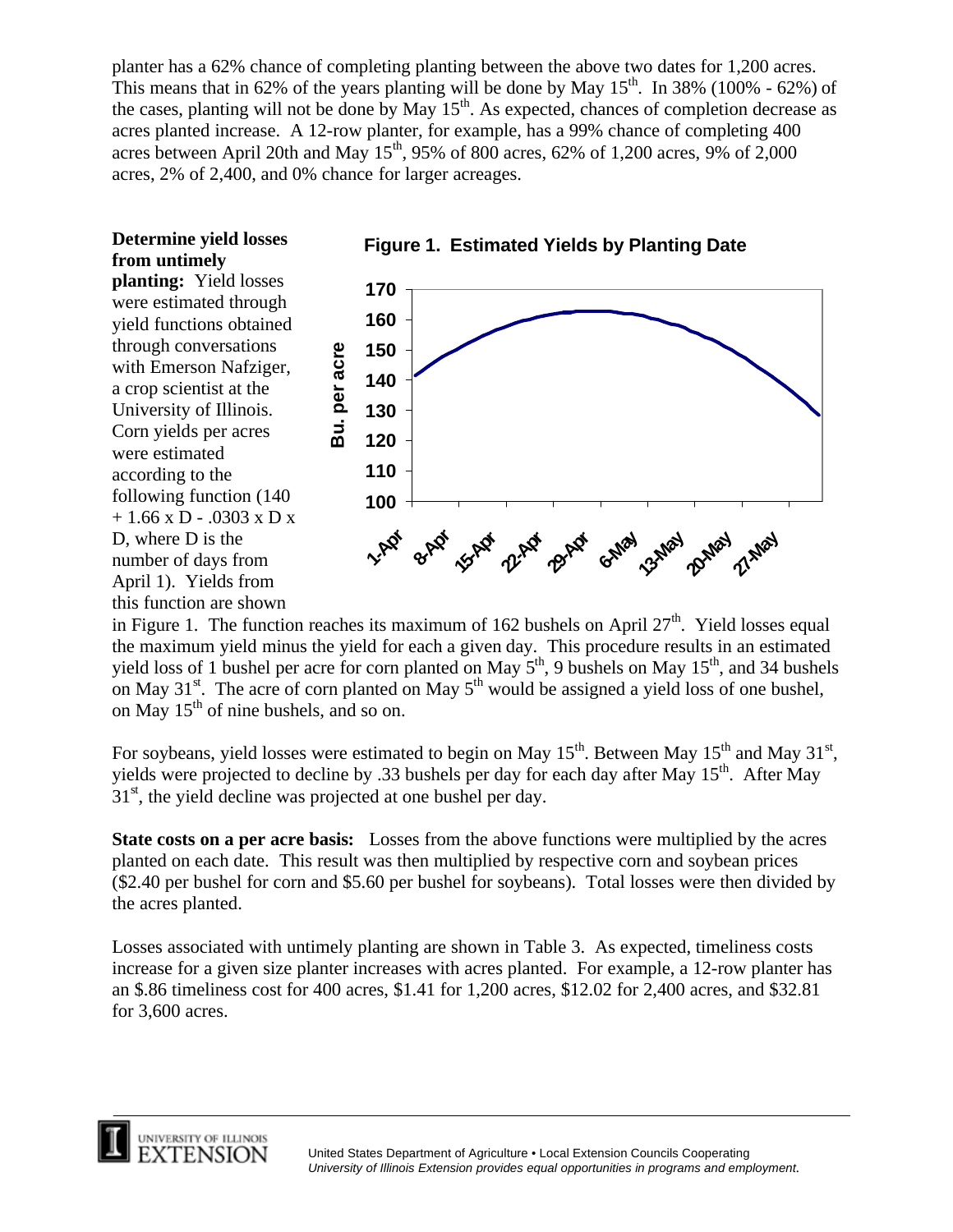planter has a 62% chance of completing planting between the above two dates for 1,200 acres. This means that in 62% of the years planting will be done by May 15th. In 38% (100% - 62%) of the cases, planting will not be done by May 15th. As expected, chances of completion decrease as acres planted increase. A 12-row planter, for example, has a 99% chance of completing 400 acres between April 20th and May 15th, 95% of 800 acres, 62% of 1,200 acres, 9% of 2,000 acres, 2% of 2,400, and 0% chance for larger acreages.

**Figure 1. Estimated Yields by Planting Date**

**Determine yield losses from untimely planting:** Yield losses were estimated through yield functions obtained through conversations with Emerson Nafziger, a crop scientist at the University of Illinois. Corn yields per acres were estimated according to the following function ($140 + 1.66 \times D - .0303 \times D \times D$, where D is the number of days from April 1). Yields from this function are shown in Figure 1. The function reaches its maximum of 162 bushels on April 27th. Yield losses equal the maximum yield minus the yield for each a given day. This procedure results in an estimated yield loss of 1 bushel per acre for corn planted on May 5th, 9 bushels on May 15th, and 34 bushels on May 31st. The acre of corn planted on May 5th would be assigned a yield loss of one bushel, on May 15th of nine bushels, and so on.

For soybeans, yield losses were estimated to begin on May 15th. Between May 15th and May 31st, yields were projected to decline by .33 bushels per day for each day after May 15th. After May 31st, the yield decline was projected at one bushel per day.

**State costs on a per acre basis:** Losses from the above functions were multiplied by the acres planted on each date. This result was then multiplied by respective corn and soybean prices ($2.40 per bushel for corn and $5.60 per bushel for soybeans). Total losses were then divided by the acres planted.

Losses associated with untimely planting are shown in Table 3. As expected, timeliness costs increase for a given size planter increases with acres planted. For example, a 12-row planter has an $.86 timeliness cost for 400 acres, $1.41 for 1,200 acres, $12.02 for 2,400 acres, and $32.81 for 3,600 acres.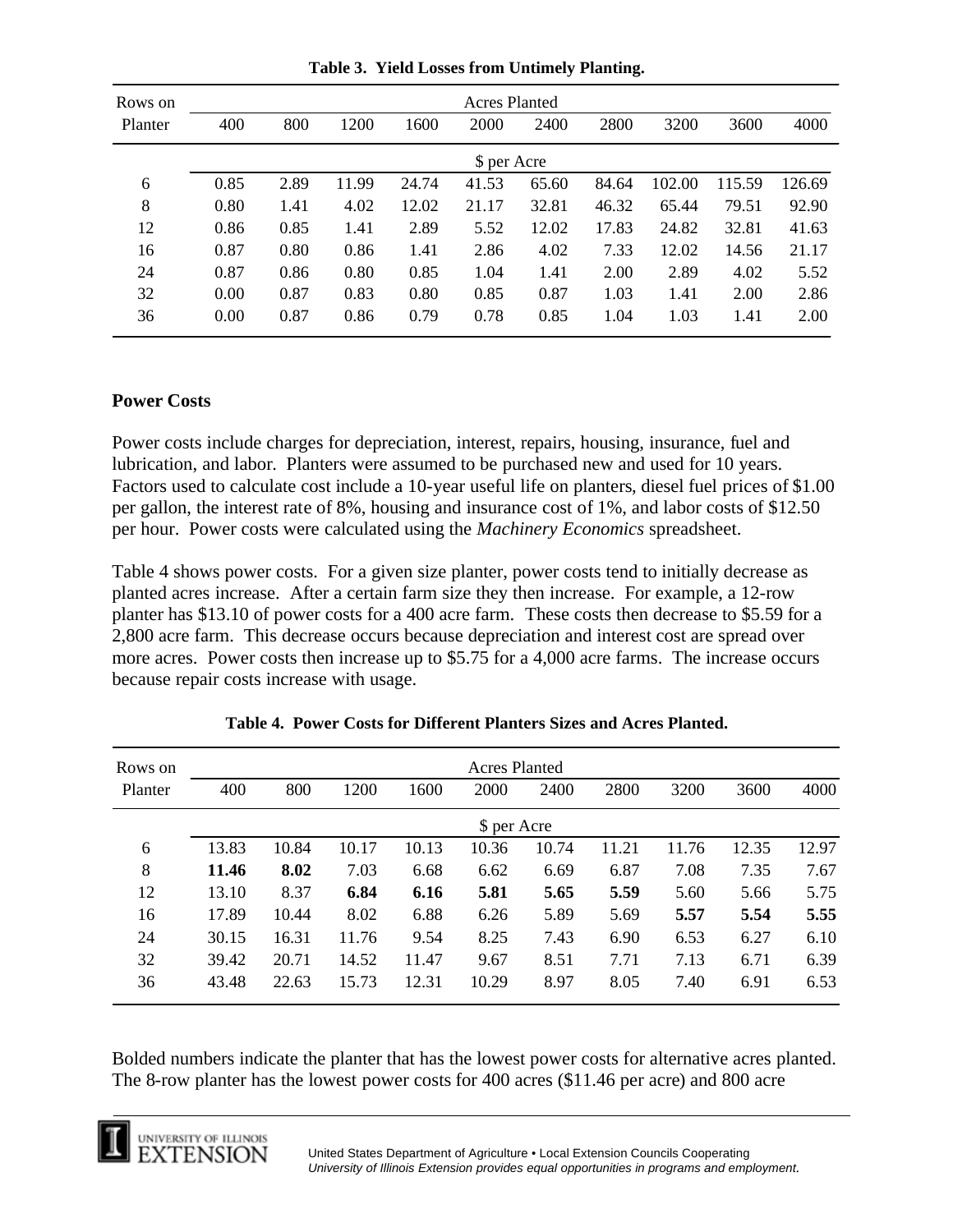**Table 3. Yield Losses from Untimely Planting.**

| Rows on Planter | Acres Planted | | | | | | | | | |
|---|---|---|---|---|---|---|---|---|---|---|
| | 400 | 800 | 1200 | 1600 | 2000 | 2400 | 2800 | 3200 | 3600 | 4000 |
| | $ per Acre | | | | | | | | | |
| 6 | 0.85 | 2.89 | 11.99 | 24.74 | 41.53 | 65.60 | 84.64 | 102.00 | 115.59 | 126.69 |
| 8 | 0.80 | 1.41 | 4.02 | 12.02 | 21.17 | 32.81 | 46.32 | 65.44 | 79.51 | 92.90 |
| 12 | 0.86 | 0.85 | 1.41 | 2.89 | 5.52 | 12.02 | 17.83 | 24.82 | 32.81 | 41.63 |
| 16 | 0.87 | 0.80 | 0.86 | 1.41 | 2.86 | 4.02 | 7.33 | 12.02 | 14.56 | 21.17 |
| 24 | 0.87 | 0.86 | 0.80 | 0.85 | 1.04 | 1.41 | 2.00 | 2.89 | 4.02 | 5.52 |
| 32 | 0.00 | 0.87 | 0.83 | 0.80 | 0.85 | 0.87 | 1.03 | 1.41 | 2.00 | 2.86 |
| 36 | 0.00 | 0.87 | 0.86 | 0.79 | 0.78 | 0.85 | 1.04 | 1.03 | 1.41 | 2.00 |

## Power Costs

Power costs include charges for depreciation, interest, repairs, housing, insurance, fuel and lubrication, and labor. Planters were assumed to be purchased new and used for 10 years. Factors used to calculate cost include a 10-year useful life on planters, diesel fuel prices of $1.00 per gallon, the interest rate of 8%, housing and insurance cost of 1%, and labor costs of $12.50 per hour. Power costs were calculated using the *Machinery Economics* spreadsheet.

Table 4 shows power costs. For a given size planter, power costs tend to initially decrease as planted acres increase. After a certain farm size they then increase. For example, a 12-row planter has $13.10 of power costs for a 400 acre farm. These costs then decrease to $5.59 for a 2,800 acre farm. This decrease occurs because depreciation and interest cost are spread over more acres. Power costs then increase up to $5.75 for a 4,000 acre farms. The increase occurs because repair costs increase with usage.

**Table 4. Power Costs for Different Planters Sizes and Acres Planted.**

| Rows on Planter | Acres Planted | | | | | | | | | |
|---|---|---|---|---|---|---|---|---|---|---|
| | 400 | 800 | 1200 | 1600 | 2000 | 2400 | 2800 | 3200 | 3600 | 4000 |
| | $ per Acre | | | | | | | | | |
| 6 | 13.83 | 10.84 | 10.17 | 10.13 | 10.36 | 10.74 | 11.21 | 11.76 | 12.35 | 12.97 |
| 8 | **11.46** | **8.02** | 7.03 | 6.68 | 6.62 | 6.69 | 6.87 | 7.08 | 7.35 | 7.67 |
| 12 | 13.10 | 8.37 | **6.84** | **6.16** | **5.81** | **5.65** | **5.59** | 5.60 | 5.66 | 5.75 |
| 16 | 17.89 | 10.44 | 8.02 | 6.88 | 6.26 | 5.89 | 5.69 | **5.57** | **5.54** | **5.55** |
| 24 | 30.15 | 16.31 | 11.76 | 9.54 | 8.25 | 7.43 | 6.90 | 6.53 | 6.27 | 6.10 |
| 32 | 39.42 | 20.71 | 14.52 | 11.47 | 9.67 | 8.51 | 7.71 | 7.13 | 6.71 | 6.39 |
| 36 | 43.48 | 22.63 | 15.73 | 12.31 | 10.29 | 8.97 | 8.05 | 7.40 | 6.91 | 6.53 |

Bolded numbers indicate the planter that has the lowest power costs for alternative acres planted. The 8-row planter has the lowest power costs for 400 acres ($11.46 per acre) and 800 acre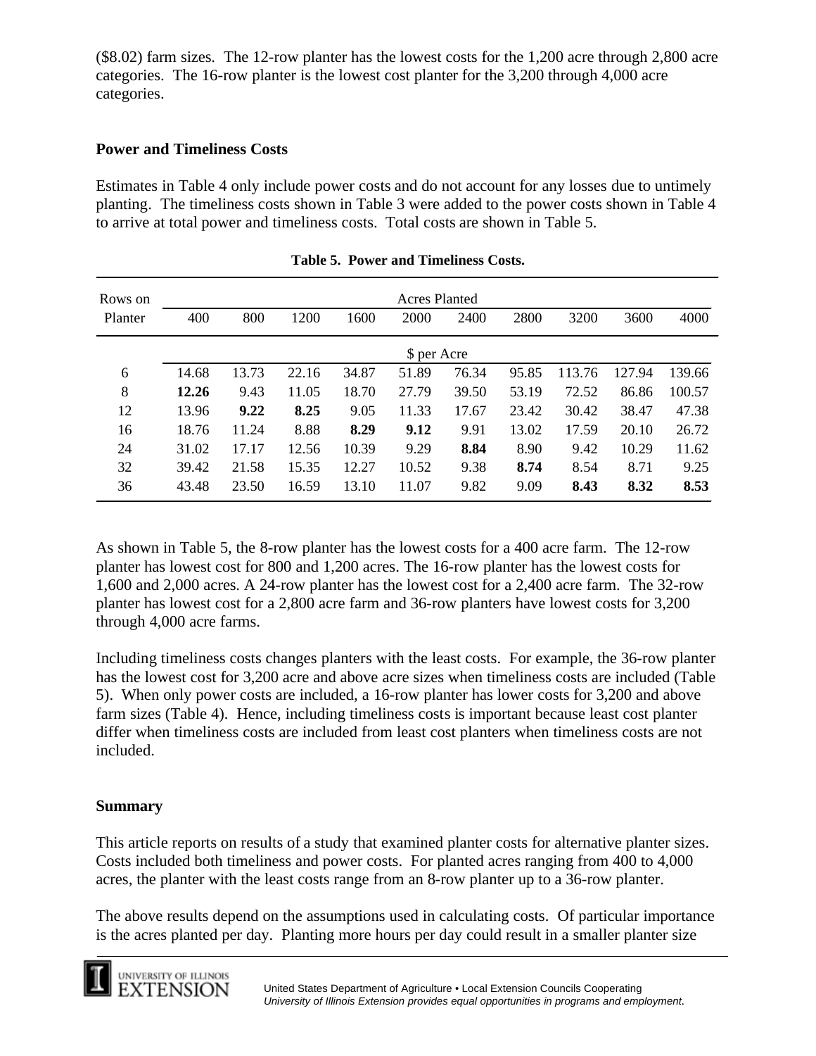($8.02) farm sizes. The 12-row planter has the lowest costs for the 1,200 acre through 2,800 acre categories. The 16-row planter is the lowest cost planter for the 3,200 through 4,000 acre categories.

## Power and Timeliness Costs

Estimates in Table 4 only include power costs and do not account for any losses due to untimely planting. The timeliness costs shown in Table 3 were added to the power costs shown in Table 4 to arrive at total power and timeliness costs. Total costs are shown in Table 5.

**Table 5. Power and Timeliness Costs.**

| Rows on | Acres Planted | | | | | | | | | |
|---|---|---|---|---|---|---|---|---|---|---|
| Planter | 400 | 800 | 1200 | 1600 | 2000 | 2400 | 2800 | 3200 | 3600 | 4000 |
| | $ per Acre | | | | | | | | | |
| 6 | 14.68 | 13.73 | 22.16 | 34.87 | 51.89 | 76.34 | 95.85 | 113.76 | 127.94 | 139.66 |
| 8 | **12.26** | 9.43 | 11.05 | 18.70 | 27.79 | 39.50 | 53.19 | 72.52 | 86.86 | 100.57 |
| 12 | 13.96 | **9.22** | **8.25** | 9.05 | 11.33 | 17.67 | 23.42 | 30.42 | 38.47 | 47.38 |
| 16 | 18.76 | 11.24 | 8.88 | **8.29** | **9.12** | 9.91 | 13.02 | 17.59 | 20.10 | 26.72 |
| 24 | 31.02 | 17.17 | 12.56 | 10.39 | 9.29 | **8.84** | 8.90 | 9.42 | 10.29 | 11.62 |
| 32 | 39.42 | 21.58 | 15.35 | 12.27 | 10.52 | 9.38 | **8.74** | 8.54 | 8.71 | 9.25 |
| 36 | 43.48 | 23.50 | 16.59 | 13.10 | 11.07 | 9.82 | 9.09 | **8.43** | **8.32** | **8.53** |

As shown in Table 5, the 8-row planter has the lowest costs for a 400 acre farm. The 12-row planter has lowest cost for 800 and 1,200 acres. The 16-row planter has the lowest costs for 1,600 and 2,000 acres. A 24-row planter has the lowest cost for a 2,400 acre farm. The 32-row planter has lowest cost for a 2,800 acre farm and 36-row planters have lowest costs for 3,200 through 4,000 acre farms.

Including timeliness costs changes planters with the least costs. For example, the 36-row planter has the lowest cost for 3,200 acre and above acre sizes when timeliness costs are included (Table 5). When only power costs are included, a 16-row planter has lower costs for 3,200 and above farm sizes (Table 4). Hence, including timeliness costs is important because least cost planter differ when timeliness costs are included from least cost planters when timeliness costs are not included.

## Summary

This article reports on results of a study that examined planter costs for alternative planter sizes. Costs included both timeliness and power costs. For planted acres ranging from 400 to 4,000 acres, the planter with the least costs range from an 8-row planter up to a 36-row planter.

The above results depend on the assumptions used in calculating costs. Of particular importance is the acres planted per day. Planting more hours per day could result in a smaller planter size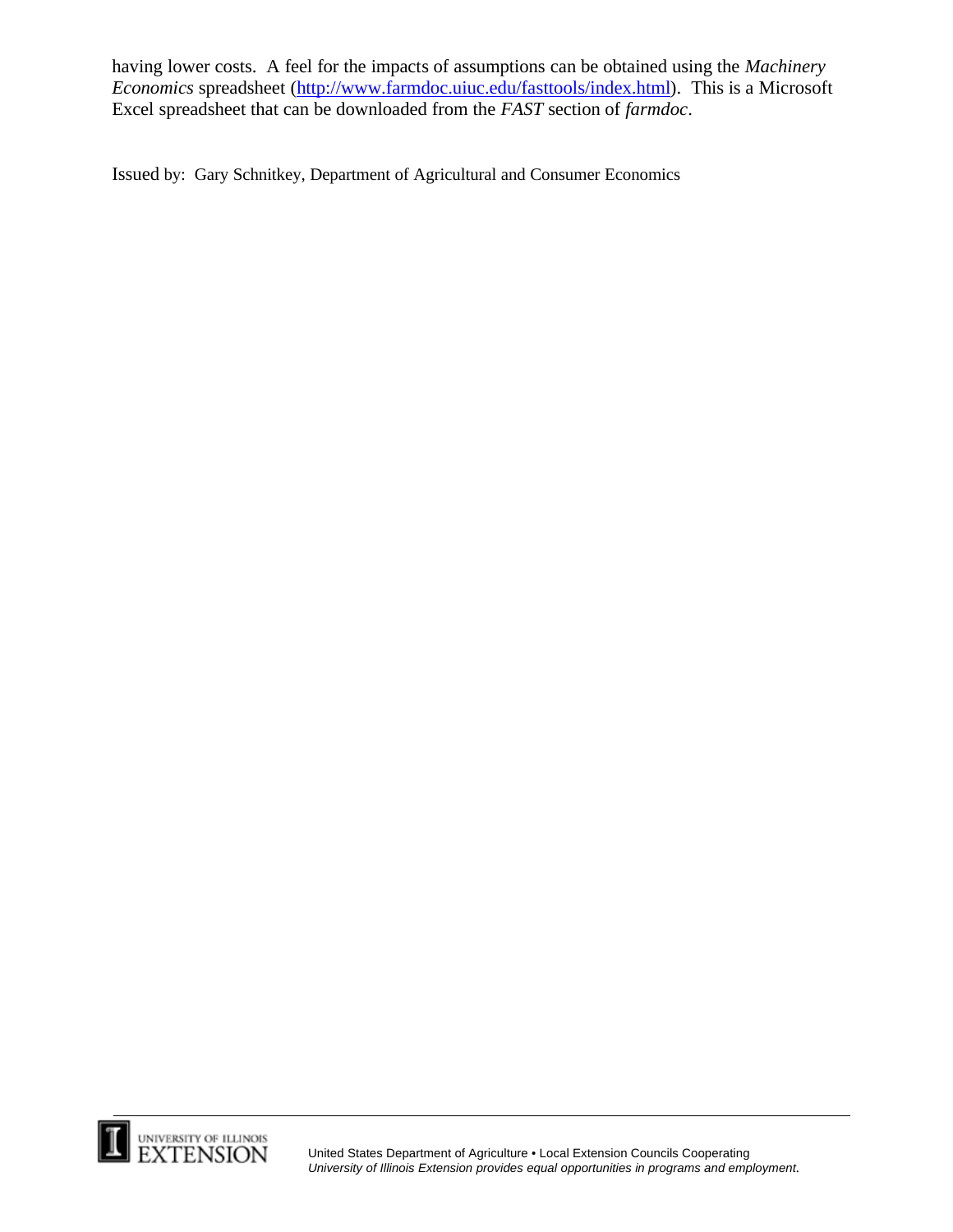having lower costs. A feel for the impacts of assumptions can be obtained using the *Machinery Economics* spreadsheet (http://www.farmdoc.uiuc.edu/fasttools/index.html). This is a Microsoft Excel spreadsheet that can be downloaded from the *FAST* section of *farmdoc*.

Issued by: Gary Schnitkey, Department of Agricultural and Consumer Economics

UNIVERSITY OF ILLINOIS EXTENSION

United States Department of Agriculture • Local Extension Councils Cooperating
*University of Illinois Extension provides equal opportunities in programs and employment.*